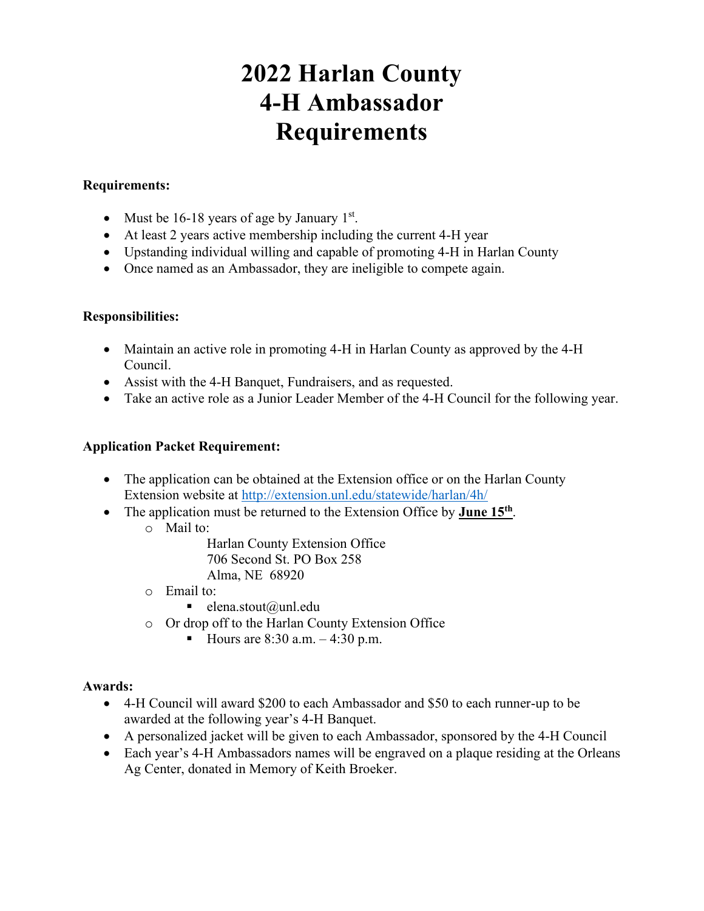# 2022 Harlan County 4-H Ambassador Requirements

**Requirements:**

- Must be 16-18 years of age by January 1st.
- At least 2 years active membership including the current 4-H year
- Upstanding individual willing and capable of promoting 4-H in Harlan County
- Once named as an Ambassador, they are ineligible to compete again.

**Responsibilities:**

- Maintain an active role in promoting 4-H in Harlan County as approved by the 4-H Council.
- Assist with the 4-H Banquet, Fundraisers, and as requested.
- Take an active role as a Junior Leader Member of the 4-H Council for the following year.

**Application Packet Requirement:**

- The application can be obtained at the Extension office or on the Harlan County Extension website at http://extension.unl.edu/statewide/harlan/4h/
- The application must be returned to the Extension Office by **June 15th**.
  - Mail to:
    
    Harlan County Extension Office
    706 Second St. PO Box 258
    Alma, NE 68920
  - Email to:
    - elena.stout@unl.edu
  - Or drop off to the Harlan County Extension Office
    - Hours are 8:30 a.m. – 4:30 p.m.

**Awards:**

- 4-H Council will award $200 to each Ambassador and $50 to each runner-up to be awarded at the following year's 4-H Banquet.
- A personalized jacket will be given to each Ambassador, sponsored by the 4-H Council
- Each year's 4-H Ambassadors names will be engraved on a plaque residing at the Orleans Ag Center, donated in Memory of Keith Broeker.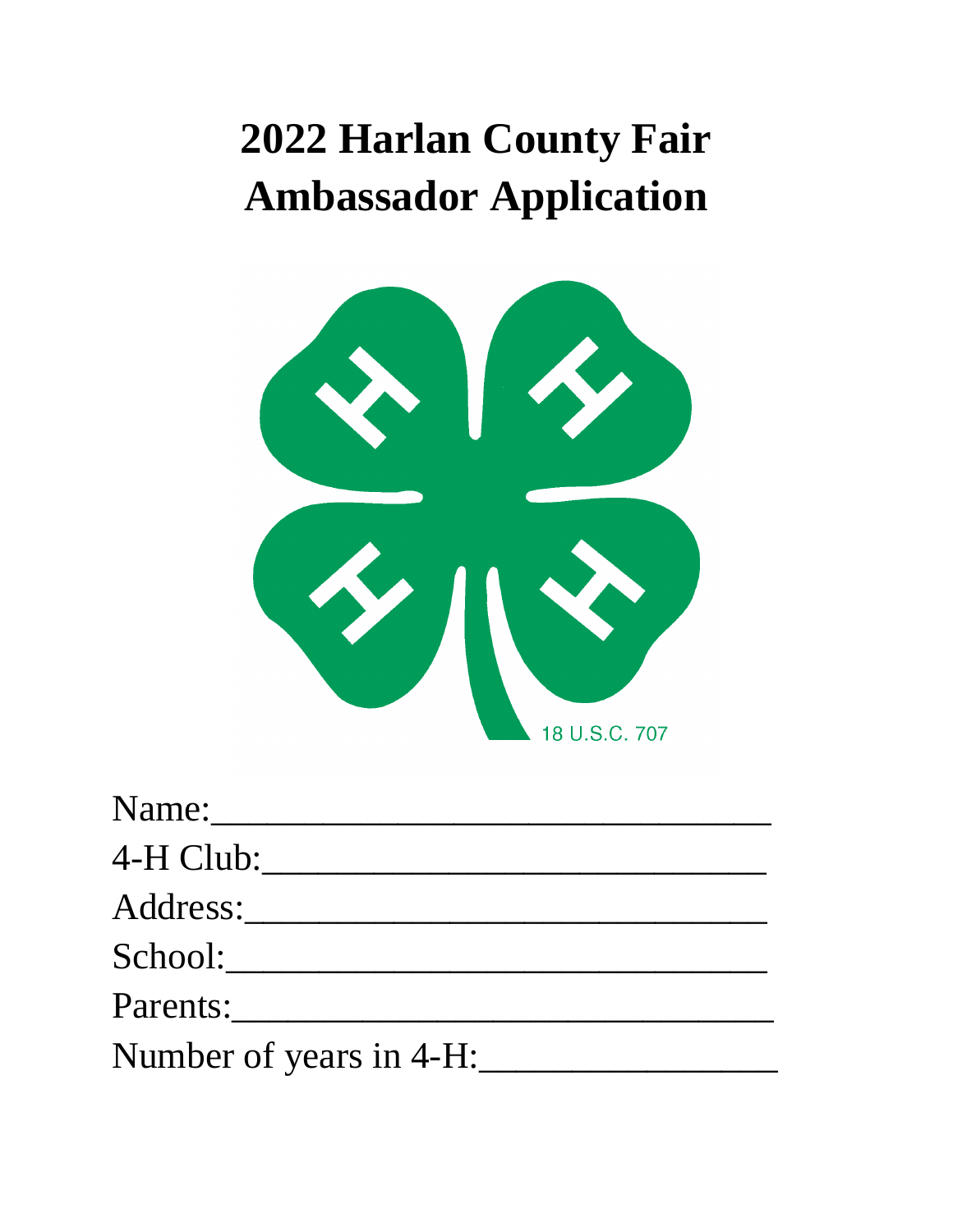# 2022 Harlan County Fair Ambassador Application

18 U.S.C. 707

Name:______________________________

4-H Club:___________________________

Address:____________________________

School:_____________________________

Parents:____________________________

Number of years in 4-H:_______________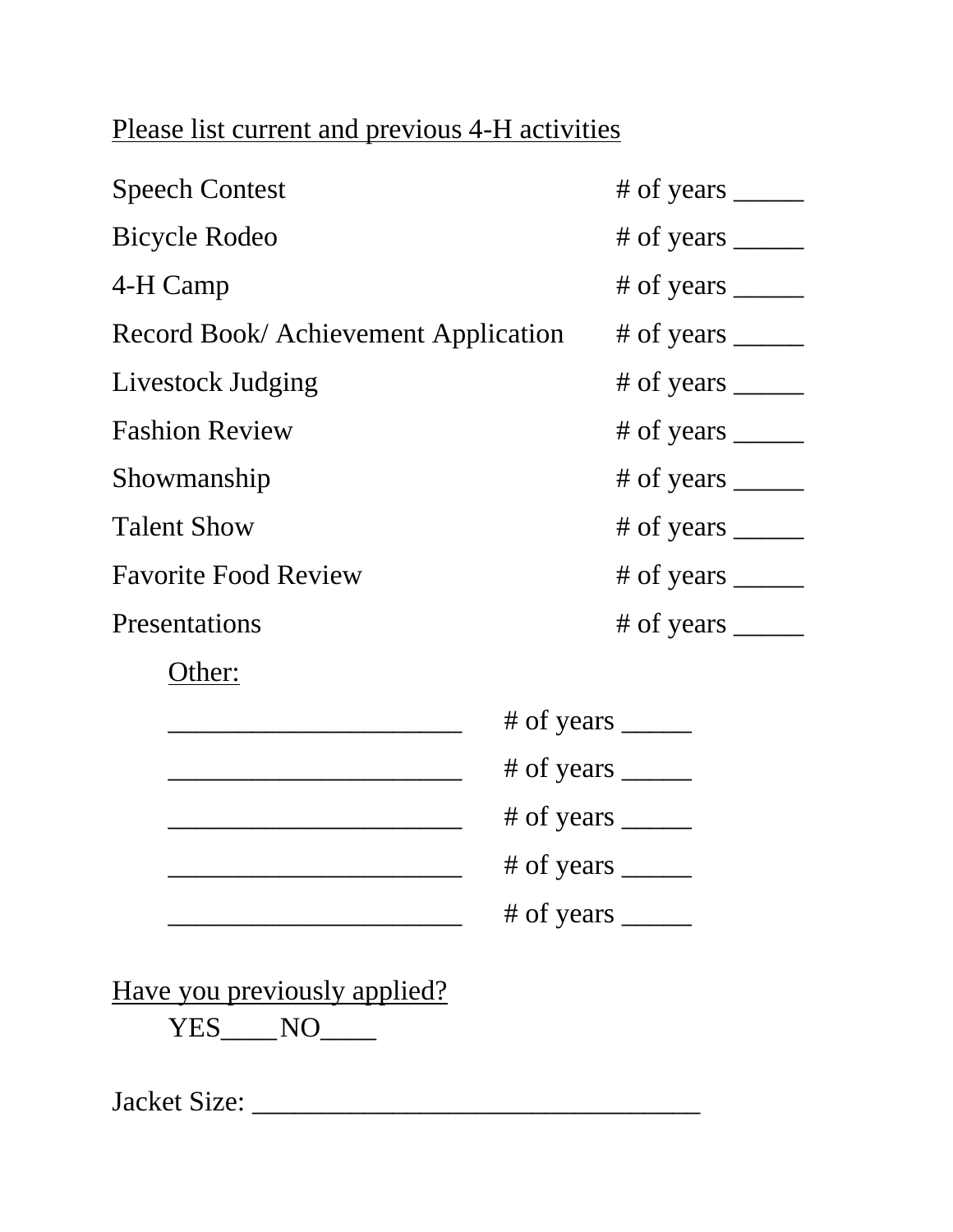Please list current and previous 4-H activities

Speech Contest # of years _____

Bicycle Rodeo # of years _____

4-H Camp # of years _____

Record Book/ Achievement Application # of years _____

Livestock Judging # of years _____

Fashion Review # of years _____

Showmanship # of years _____

Talent Show # of years _____

Favorite Food Review # of years _____

Presentations # of years _____

Other:

_____________________ # of years _____

_____________________ # of years _____

_____________________ # of years _____

_____________________ # of years _____

_____________________ # of years _____

Have you previously applied?

YES____NO____

Jacket Size: ________________________________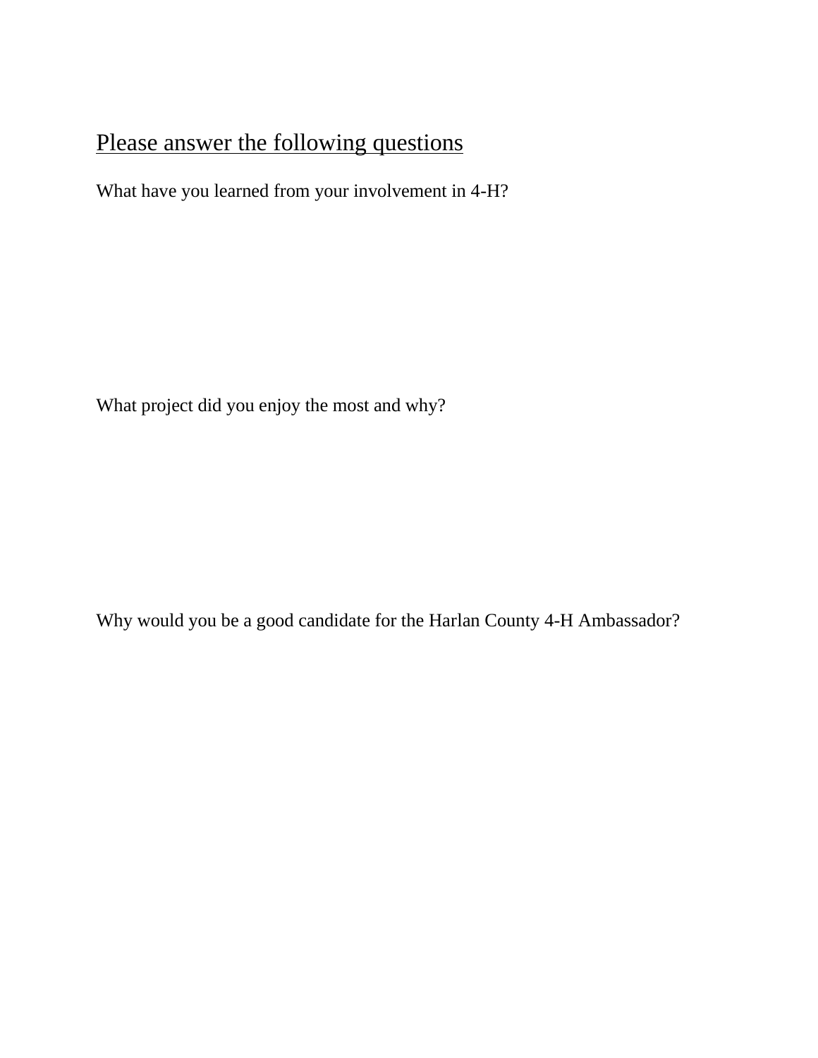## <u>Please answer the following questions</u>

What have you learned from your involvement in 4-H?

What project did you enjoy the most and why?

Why would you be a good candidate for the Harlan County 4-H Ambassador?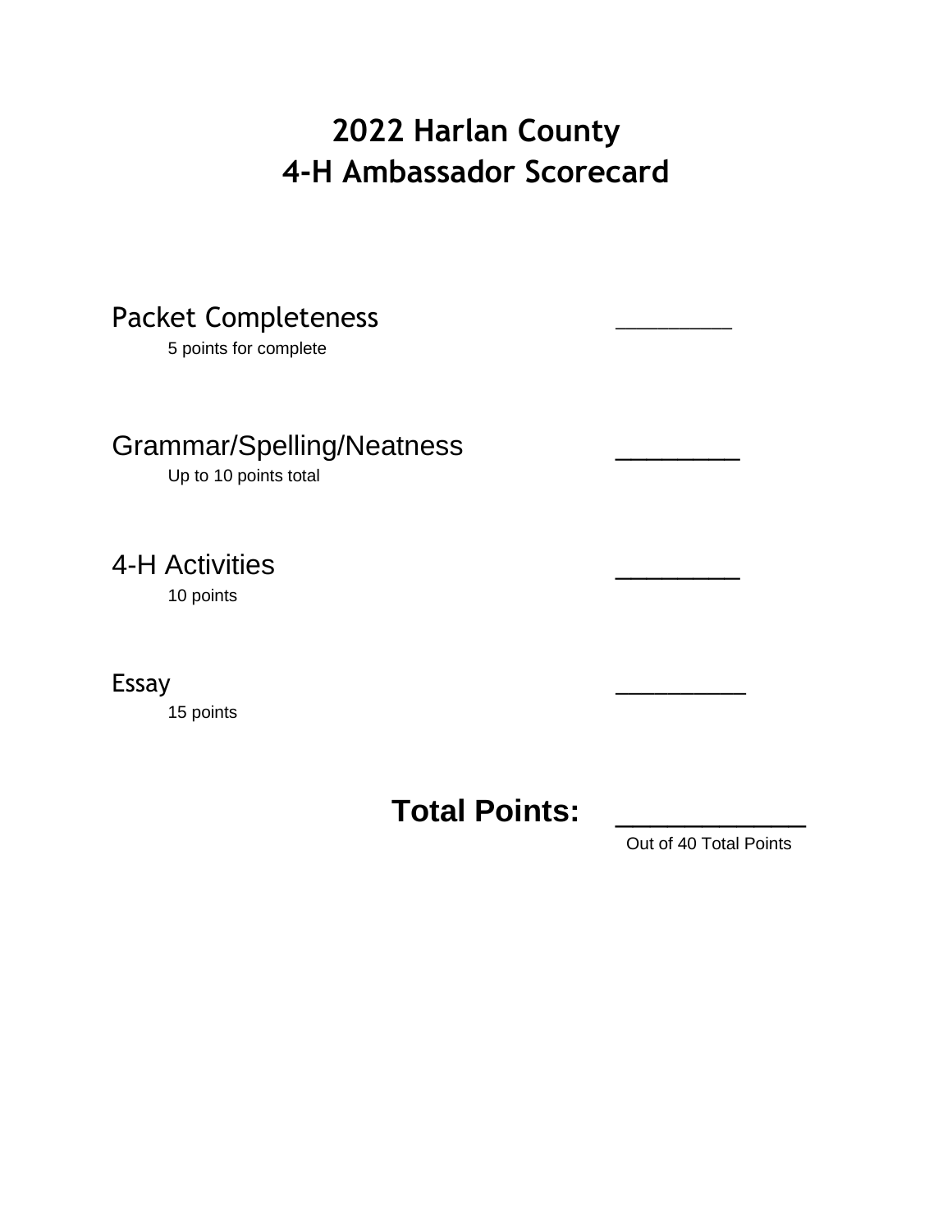# 2022 Harlan County
# 4-H Ambassador Scorecard

Packet Completeness _________

5 points for complete

Grammar/Spelling/Neatness _________

Up to 10 points total

4-H Activities _________

10 points

Essay _________

15 points

**Total Points:** ___________

Out of 40 Total Points